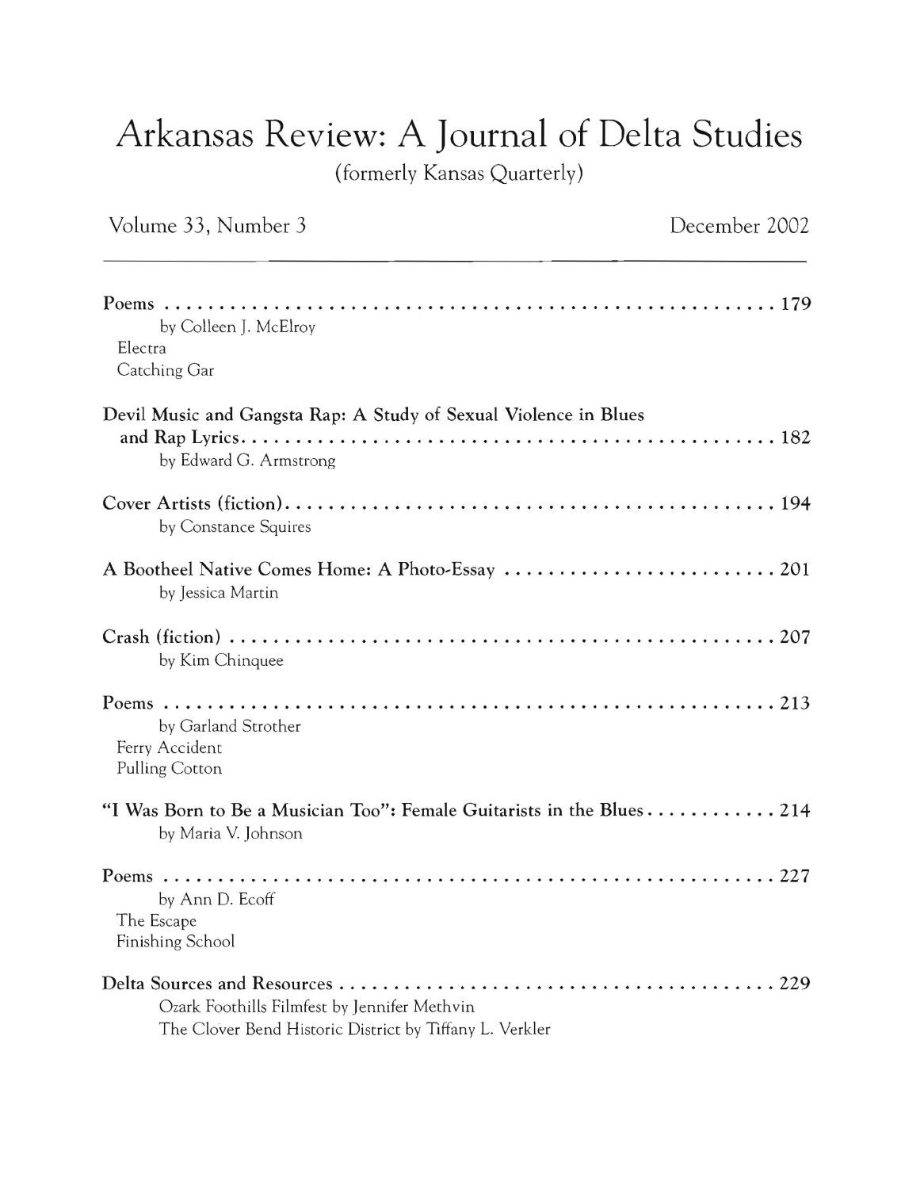# Arkansas Review: A Journal of Delta Studies

(formerly Kansas Quarterly)

Volume 33, Number 3 — December 2002

---

**Poems** .......... 179
by Colleen J. McElroy
Electra
Catching Gar

**Devil Music and Gangsta Rap: A Study of Sexual Violence in Blues and Rap Lyrics** .......... 182
by Edward G. Armstrong

**Cover Artists (fiction)** .......... 194
by Constance Squires

**A Bootheel Native Comes Home: A Photo-Essay** .......... 201
by Jessica Martin

**Crash (fiction)** .......... 207
by Kim Chinquee

**Poems** .......... 213
by Garland Strother
Ferry Accident
Pulling Cotton

**"I Was Born to Be a Musician Too": Female Guitarists in the Blues** .......... 214
by Maria V. Johnson

**Poems** .......... 227
by Ann D. Ecoff
The Escape
Finishing School

**Delta Sources and Resources** .......... 229
Ozark Foothills Filmfest by Jennifer Methvin
The Clover Bend Historic District by Tiffany L. Verkler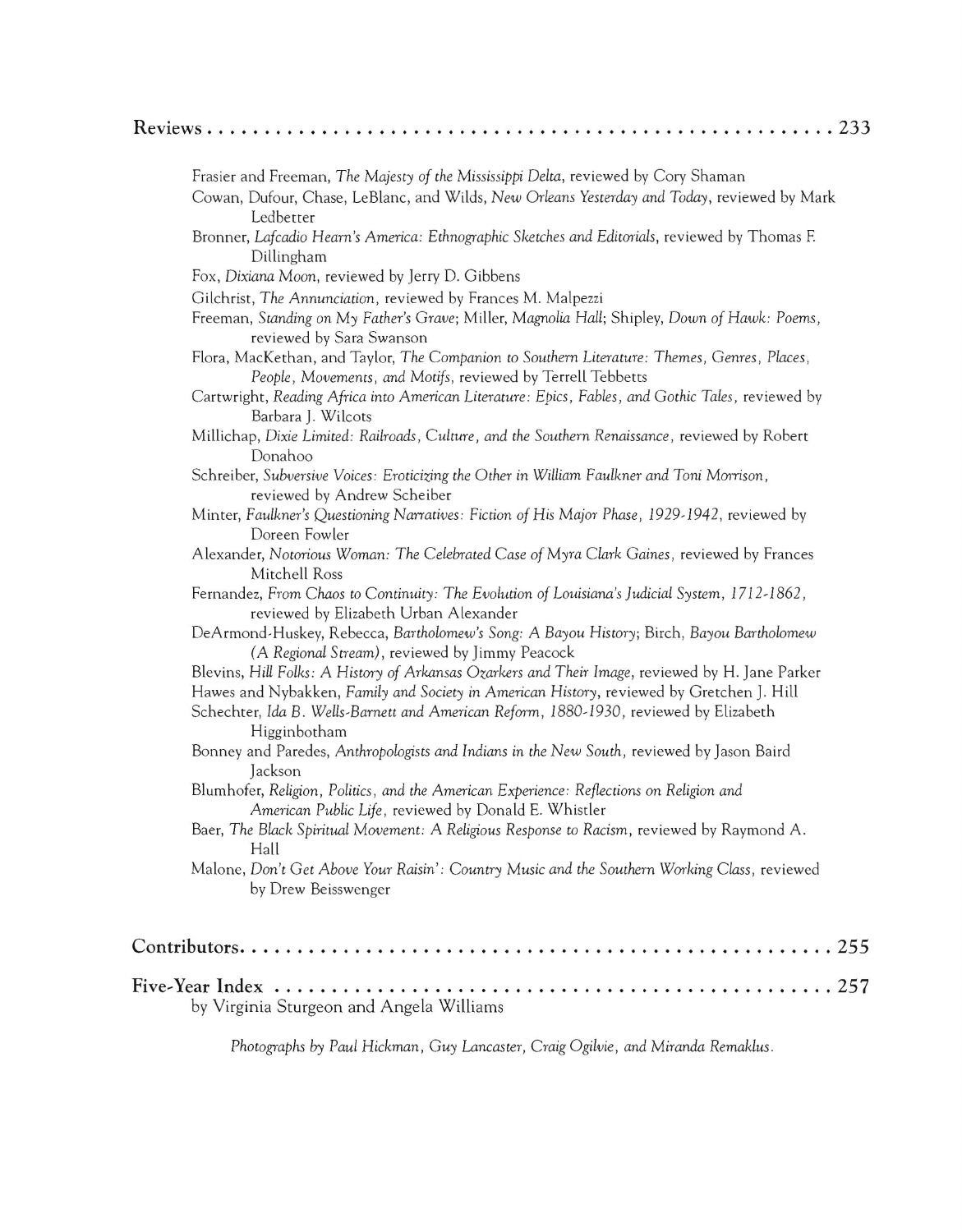**Reviews . . . . . . . . . . . . . . . . . . . . . . . . . . . . . . . . . . . . . . . . . . . . . . . . . . . . . . 233**

Frasier and Freeman, *The Majesty of the Mississippi Delta*, reviewed by Cory Shaman

Cowan, Dufour, Chase, LeBlanc, and Wilds, *New Orleans Yesterday and Today*, reviewed by Mark Ledbetter

Bronner, *Lafcadio Hearn's America: Ethnographic Sketches and Editorials*, reviewed by Thomas F. Dillingham

Fox, *Dixiana Moon*, reviewed by Jerry D. Gibbens

Gilchrist, *The Annunciation*, reviewed by Frances M. Malpezzi

Freeman, *Standing on My Father's Grave*; Miller, *Magnolia Hall*; Shipley, *Down of Hawk: Poems*, reviewed by Sara Swanson

Flora, MacKethan, and Taylor, *The Companion to Southern Literature: Themes, Genres, Places, People, Movements, and Motifs*, reviewed by Terrell Tebbetts

Cartwright, *Reading Africa into American Literature: Epics, Fables, and Gothic Tales*, reviewed by Barbara J. Wilcots

Millichap, *Dixie Limited: Railroads, Culture, and the Southern Renaissance*, reviewed by Robert Donahoo

Schreiber, *Subversive Voices: Eroticizing the Other in William Faulkner and Toni Morrison*, reviewed by Andrew Scheiber

Minter, *Faulkner's Questioning Narratives: Fiction of His Major Phase, 1929-1942*, reviewed by Doreen Fowler

Alexander, *Notorious Woman: The Celebrated Case of Myra Clark Gaines*, reviewed by Frances Mitchell Ross

Fernandez, *From Chaos to Continuity: The Evolution of Louisiana's Judicial System, 1712-1862*, reviewed by Elizabeth Urban Alexander

DeArmond-Huskey, Rebecca, *Bartholomew's Song: A Bayou History*; Birch, *Bayou Bartholomew (A Regional Stream)*, reviewed by Jimmy Peacock

Blevins, *Hill Folks: A History of Arkansas Ozarkers and Their Image*, reviewed by H. Jane Parker

Hawes and Nybakken, *Family and Society in American History*, reviewed by Gretchen J. Hill

Schechter, *Ida B. Wells-Barnett and American Reform, 1880-1930*, reviewed by Elizabeth Higginbotham

Bonney and Paredes, *Anthropologists and Indians in the New South*, reviewed by Jason Baird Jackson

Blumhofer, *Religion, Politics, and the American Experience: Reflections on Religion and American Public Life*, reviewed by Donald E. Whistler

Baer, *The Black Spiritual Movement: A Religious Response to Racism*, reviewed by Raymond A. Hall

Malone, *Don't Get Above Your Raisin': Country Music and the Southern Working Class*, reviewed by Drew Beisswenger

**Contributors. . . . . . . . . . . . . . . . . . . . . . . . . . . . . . . . . . . . . . . . . . . . . . . . . . . . . 255**

**Five-Year Index . . . . . . . . . . . . . . . . . . . . . . . . . . . . . . . . . . . . . . . . . . . . . . . . . . . 257**
by Virginia Sturgeon and Angela Williams

*Photographs by Paul Hickman, Guy Lancaster, Craig Ogilvie, and Miranda Remaklus.*